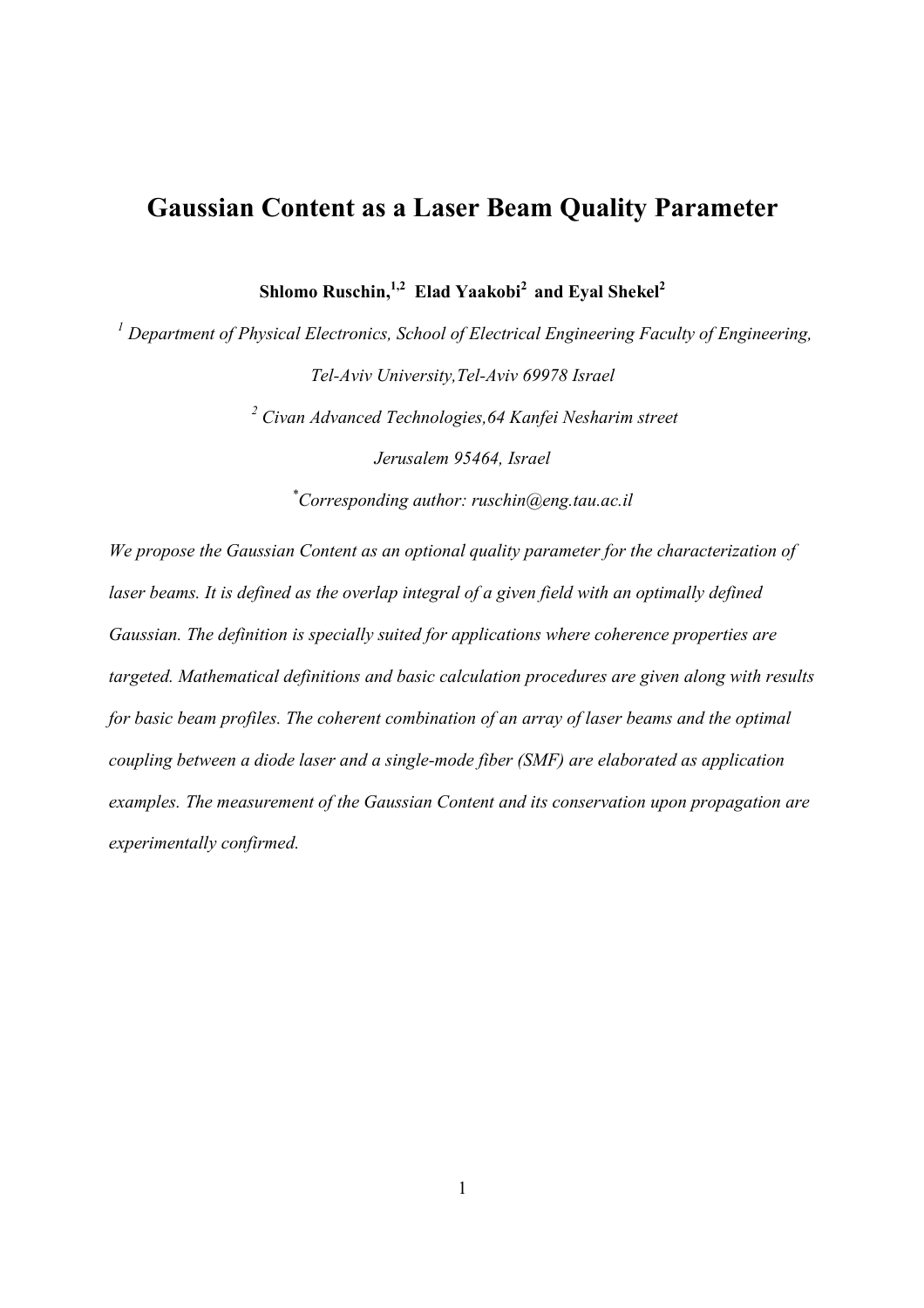# Gaussian Content as a Laser Beam Quality Parameter

**Shlomo Ruschin,[1,2] Elad Yaakobi[2] and Eyal Shekel[2]**

*[1] Department of Physical Electronics, School of Electrical Engineering Faculty of Engineering,*

*Tel-Aviv University,Tel-Aviv 69978 Israel*

*[2] Civan Advanced Technologies,64 Kanfei Nesharim street*

*Jerusalem 95464, Israel*

*[*]Corresponding author: ruschin@eng.tau.ac.il*

*We propose the Gaussian Content as an optional quality parameter for the characterization of laser beams. It is defined as the overlap integral of a given field with an optimally defined Gaussian. The definition is specially suited for applications where coherence properties are targeted. Mathematical definitions and basic calculation procedures are given along with results for basic beam profiles. The coherent combination of an array of laser beams and the optimal coupling between a diode laser and a single-mode fiber (SMF) are elaborated as application examples. The measurement of the Gaussian Content and its conservation upon propagation are experimentally confirmed.*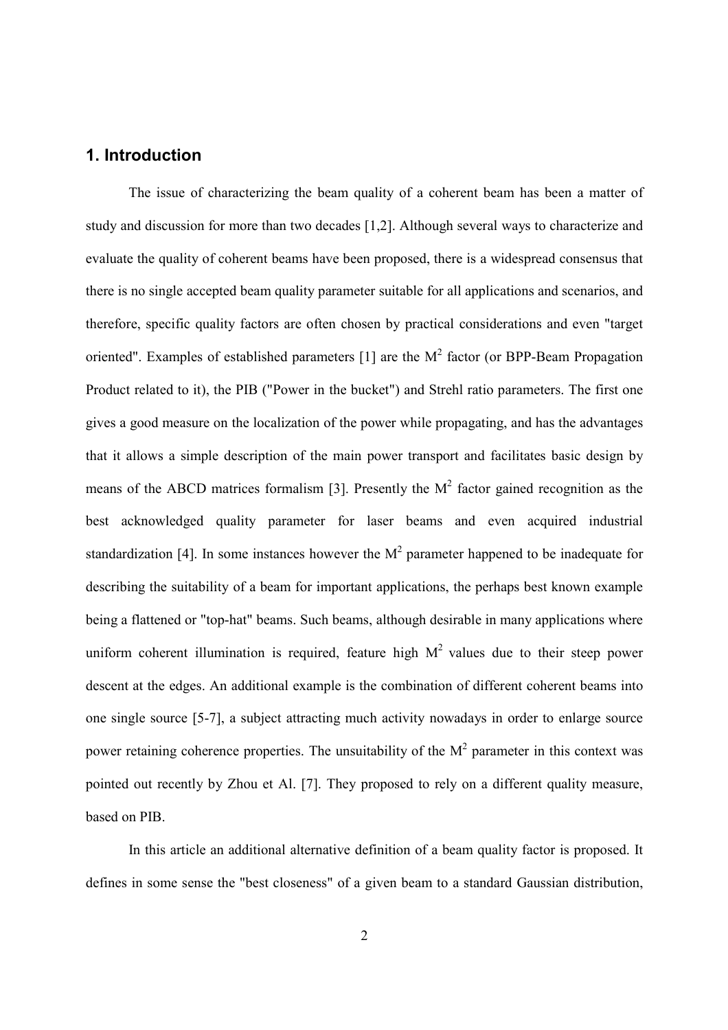## 1. Introduction

The issue of characterizing the beam quality of a coherent beam has been a matter of study and discussion for more than two decades [1,2]. Although several ways to characterize and evaluate the quality of coherent beams have been proposed, there is a widespread consensus that there is no single accepted beam quality parameter suitable for all applications and scenarios, and therefore, specific quality factors are often chosen by practical considerations and even "target oriented". Examples of established parameters [1] are the $M^2$ factor (or BPP-Beam Propagation Product related to it), the PIB ("Power in the bucket") and Strehl ratio parameters. The first one gives a good measure on the localization of the power while propagating, and has the advantages that it allows a simple description of the main power transport and facilitates basic design by means of the ABCD matrices formalism [3]. Presently the $M^2$ factor gained recognition as the best acknowledged quality parameter for laser beams and even acquired industrial standardization [4]. In some instances however the $M^2$ parameter happened to be inadequate for describing the suitability of a beam for important applications, the perhaps best known example being a flattened or "top-hat" beams. Such beams, although desirable in many applications where uniform coherent illumination is required, feature high $M^2$ values due to their steep power descent at the edges. An additional example is the combination of different coherent beams into one single source [5-7], a subject attracting much activity nowadays in order to enlarge source power retaining coherence properties. The unsuitability of the $M^2$ parameter in this context was pointed out recently by Zhou et Al. [7]. They proposed to rely on a different quality measure, based on PIB.

In this article an additional alternative definition of a beam quality factor is proposed. It defines in some sense the "best closeness" of a given beam to a standard Gaussian distribution,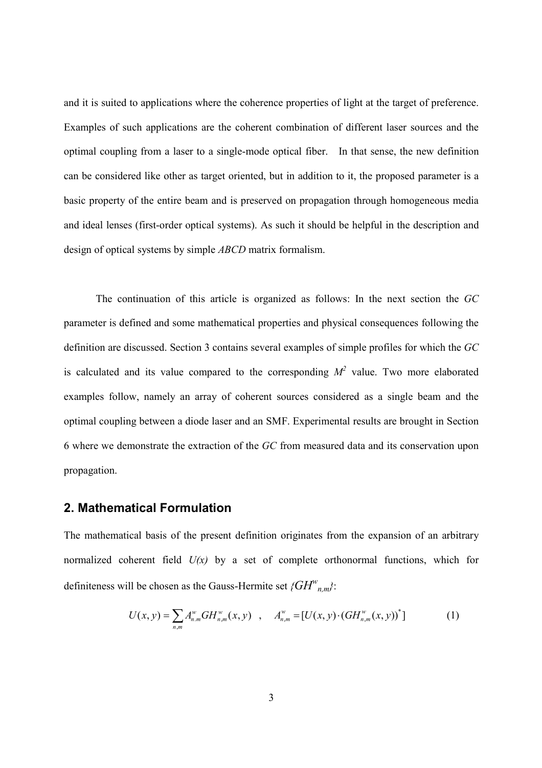and it is suited to applications where the coherence properties of light at the target of preference. Examples of such applications are the coherent combination of different laser sources and the optimal coupling from a laser to a single-mode optical fiber. In that sense, the new definition can be considered like other as target oriented, but in addition to it, the proposed parameter is a basic property of the entire beam and is preserved on propagation through homogeneous media and ideal lenses (first-order optical systems). As such it should be helpful in the description and design of optical systems by simple *ABCD* matrix formalism.

The continuation of this article is organized as follows: In the next section the *GC* parameter is defined and some mathematical properties and physical consequences following the definition are discussed. Section 3 contains several examples of simple profiles for which the *GC* is calculated and its value compared to the corresponding $M^2$ value. Two more elaborated examples follow, namely an array of coherent sources considered as a single beam and the optimal coupling between a diode laser and an SMF. Experimental results are brought in Section 6 where we demonstrate the extraction of the *GC* from measured data and its conservation upon propagation.

## 2. Mathematical Formulation

The mathematical basis of the present definition originates from the expansion of an arbitrary normalized coherent field $U(x)$ by a set of complete orthonormal functions, which for definiteness will be chosen as the Gauss-Hermite set $\{GH^w_{n,m}\}$:

$$U(x,y) = \sum_{n,m} A^w_{n,m} GH^w_{n,m}(x,y) \quad , \quad A^w_{n,m} = [U(x,y)\cdot(GH^w_{n,m}(x,y))^*] \qquad (1)$$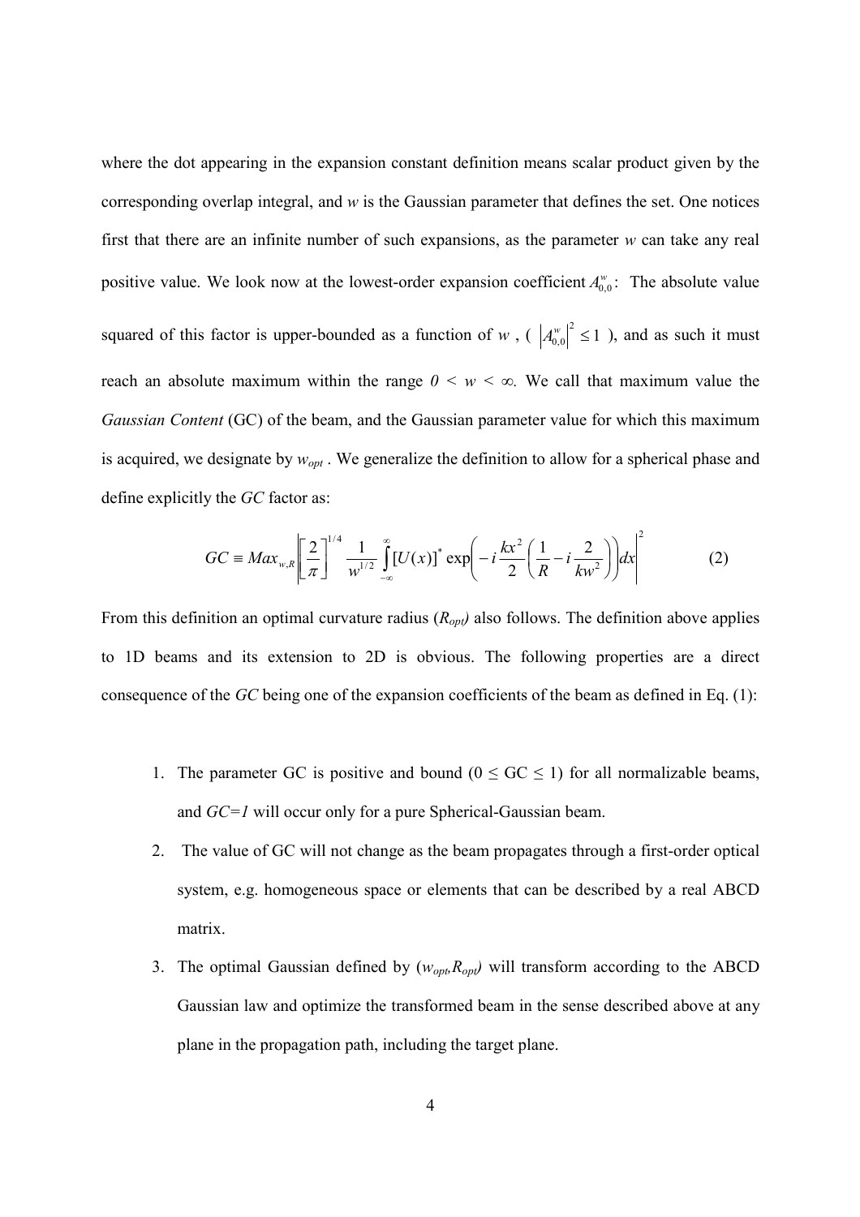where the dot appearing in the expansion constant definition means scalar product given by the corresponding overlap integral, and $w$ is the Gaussian parameter that defines the set. One notices first that there are an infinite number of such expansions, as the parameter $w$ can take any real positive value. We look now at the lowest-order expansion coefficient $A_{0,0}^{w}$: The absolute value squared of this factor is upper-bounded as a function of $w$ , ( $\left|A_{0,0}^{w}\right|^2 \leq 1$ ), and as such it must reach an absolute maximum within the range $0 < w < \infty$. We call that maximum value the *Gaussian Content* (GC) of the beam, and the Gaussian parameter value for which this maximum is acquired, we designate by $w_{opt}$ . We generalize the definition to allow for a spherical phase and define explicitly the *GC* factor as:

$$GC \equiv Max_{w,R}\left|\left[\frac{2}{\pi}\right]^{1/4}\frac{1}{w^{1/2}}\int_{-\infty}^{\infty}[U(x)]^{*}\exp\left(-i\frac{kx^{2}}{2}\left(\frac{1}{R}-i\frac{2}{kw^{2}}\right)\right)dx\right|^{2} \tag{2}$$

From this definition an optimal curvature radius ($R_{opt}$) also follows. The definition above applies to 1D beams and its extension to 2D is obvious. The following properties are a direct consequence of the *GC* being one of the expansion coefficients of the beam as defined in Eq. (1):

1. The parameter GC is positive and bound ($0 \leq \mathrm{GC} \leq 1$) for all normalizable beams, and *GC=1* will occur only for a pure Spherical-Gaussian beam.
2. The value of GC will not change as the beam propagates through a first-order optical system, e.g. homogeneous space or elements that can be described by a real ABCD matrix.
3. The optimal Gaussian defined by ($w_{opt}$,$R_{opt}$) will transform according to the ABCD Gaussian law and optimize the transformed beam in the sense described above at any plane in the propagation path, including the target plane.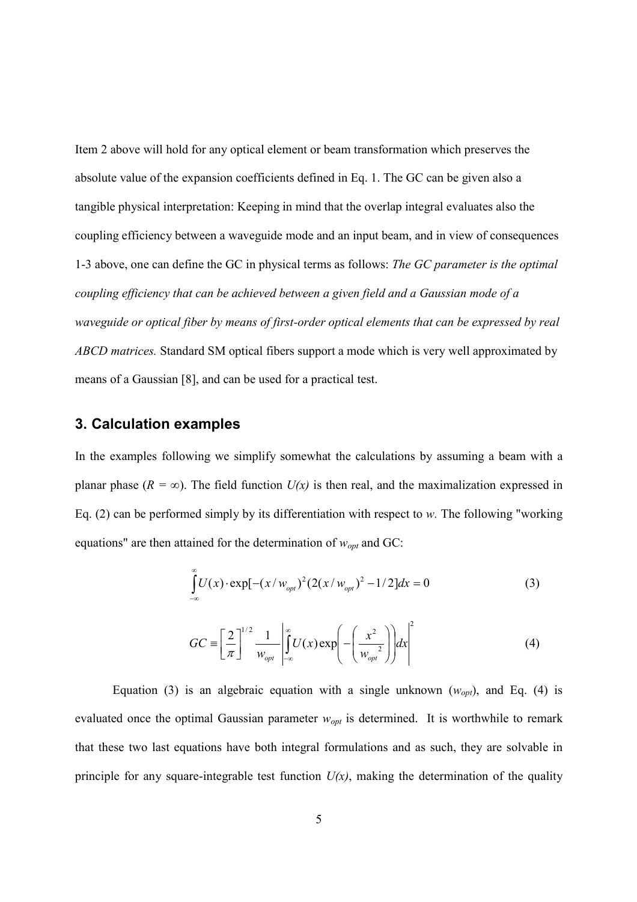Item 2 above will hold for any optical element or beam transformation which preserves the absolute value of the expansion coefficients defined in Eq. 1. The GC can be given also a tangible physical interpretation: Keeping in mind that the overlap integral evaluates also the coupling efficiency between a waveguide mode and an input beam, and in view of consequences 1-3 above, one can define the GC in physical terms as follows: *The GC parameter is the optimal coupling efficiency that can be achieved between a given field and a Gaussian mode of a waveguide or optical fiber by means of first-order optical elements that can be expressed by real ABCD matrices.* Standard SM optical fibers support a mode which is very well approximated by means of a Gaussian [8], and can be used for a practical test.

## 3. Calculation examples

In the examples following we simplify somewhat the calculations by assuming a beam with a planar phase ($R = \infty$). The field function $U(x)$ is then real, and the maximalization expressed in Eq. (2) can be performed simply by its differentiation with respect to $w$. The following "working equations" are then attained for the determination of $w_{opt}$ and GC:

$$\int_{-\infty}^{\infty} U(x) \cdot \exp[-(x/w_{opt})^2 (2(x/w_{opt})^2 - 1/2]dx = 0 \tag{3}$$

$$GC \equiv \left[\frac{2}{\pi}\right]^{1/2} \frac{1}{w_{opt}} \left| \int_{-\infty}^{\infty} U(x) \exp\left( -\left( \frac{x^2}{w_{opt}^{\ 2}} \right) \right) dx \right|^2 \tag{4}$$

Equation (3) is an algebraic equation with a single unknown ($w_{opt}$), and Eq. (4) is evaluated once the optimal Gaussian parameter $w_{opt}$ is determined. It is worthwhile to remark that these two last equations have both integral formulations and as such, they are solvable in principle for any square-integrable test function $U(x)$, making the determination of the quality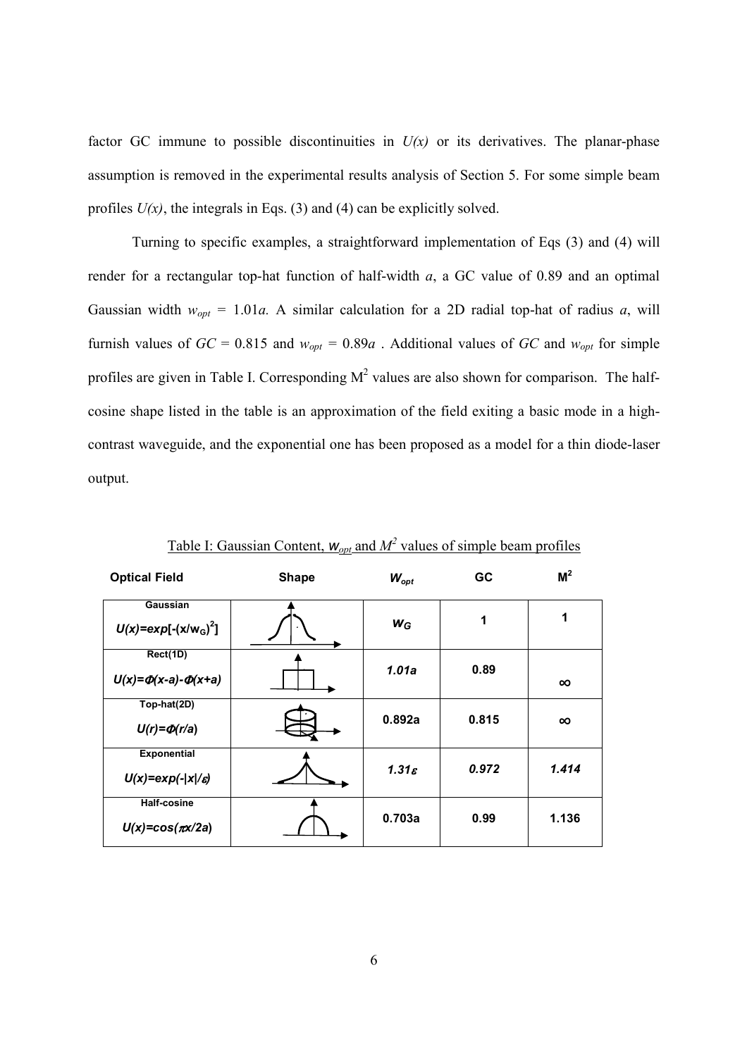factor GC immune to possible discontinuities in $U(x)$ or its derivatives. The planar-phase assumption is removed in the experimental results analysis of Section 5. For some simple beam profiles $U(x)$, the integrals in Eqs. (3) and (4) can be explicitly solved.

Turning to specific examples, a straightforward implementation of Eqs (3) and (4) will render for a rectangular top-hat function of half-width $a$, a GC value of 0.89 and an optimal Gaussian width $w_{opt}$ = 1.01$a$. A similar calculation for a 2D radial top-hat of radius $a$, will furnish values of $GC$ = 0.815 and $w_{opt}$ = 0.89$a$ . Additional values of $GC$ and $w_{opt}$ for simple profiles are given in Table I. Corresponding $M^2$ values are also shown for comparison. The half-cosine shape listed in the table is an approximation of the field exiting a basic mode in a high-contrast waveguide, and the exponential one has been proposed as a model for a thin diode-laser output.

Table I: Gaussian Content, $w_{opt}$ and $M^2$ values of simple beam profiles

| Optical Field | Shape | $W_{opt}$ | GC | $M^2$ |
|---|---|---|---|---|
| Gaussian $U(x)=exp[-(x/w_G)^2]$ | | $w_G$ | 1 | 1 |
| Rect(1D) $U(x)=\Phi(x-a)-\Phi(x+a)$ | | $1.01a$ | 0.89 | $\infty$ |
| Top-hat(2D) $U(r)=\Phi(r/a)$ | | 0.892a | 0.815 | $\infty$ |
| Exponential $U(x)=exp(-\lvert x\rvert/\varepsilon)$ | | $1.31\varepsilon$ | 0.972 | 1.414 |
| Half-cosine $U(x)=cos(\pi x/2a)$ | | 0.703a | 0.99 | 1.136 |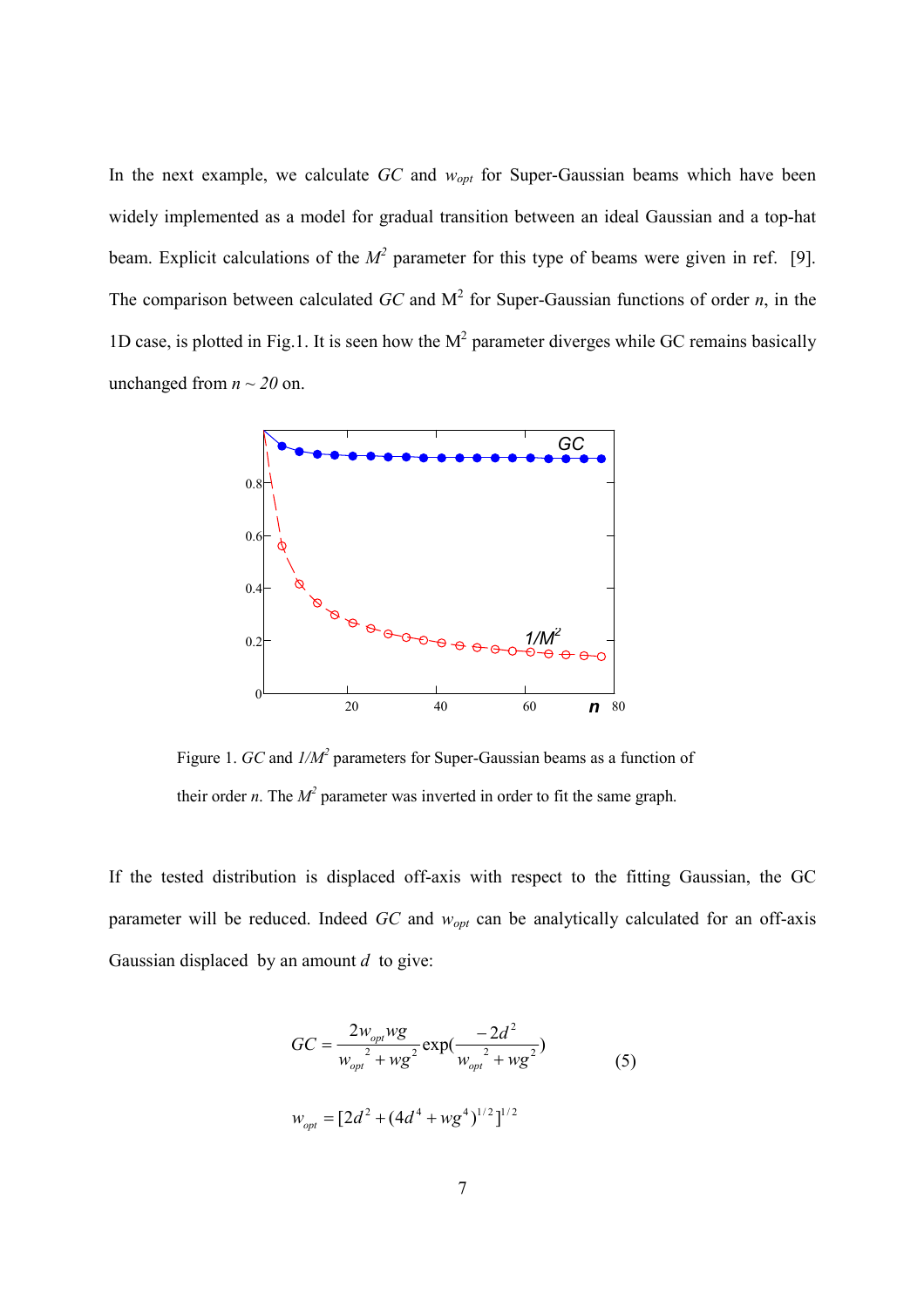In the next example, we calculate $GC$ and $w_{opt}$ for Super-Gaussian beams which have been widely implemented as a model for gradual transition between an ideal Gaussian and a top-hat beam. Explicit calculations of the $M^2$ parameter for this type of beams were given in ref. [9]. The comparison between calculated $GC$ and $M^2$ for Super-Gaussian functions of order $n$, in the 1D case, is plotted in Fig.1. It is seen how the $M^2$ parameter diverges while GC remains basically unchanged from $n \sim 20$ on.

Figure 1. $GC$ and $1/M^2$ parameters for Super-Gaussian beams as a function of their order $n$. The $M^2$ parameter was inverted in order to fit the same graph.

If the tested distribution is displaced off-axis with respect to the fitting Gaussian, the GC parameter will be reduced. Indeed $GC$ and $w_{opt}$ can be analytically calculated for an off-axis Gaussian displaced by an amount $d$ to give:

$$GC = \frac{2 w_{opt} wg}{w_{opt}^{\;2} + wg^2} \exp\left(\frac{-2d^2}{w_{opt}^{\;2} + wg^2}\right) \tag{5}$$

$$w_{opt} = [2d^2 + (4d^4 + wg^4)^{1/2}]^{1/2}$$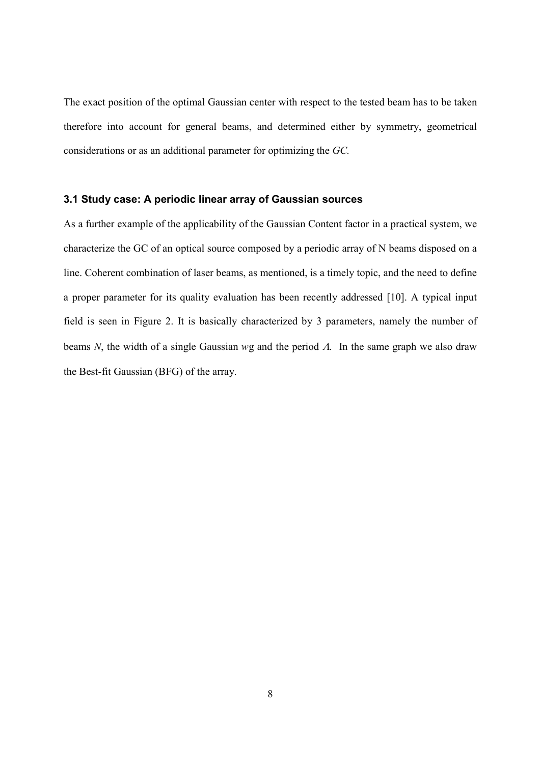The exact position of the optimal Gaussian center with respect to the tested beam has to be taken therefore into account for general beams, and determined either by symmetry, geometrical considerations or as an additional parameter for optimizing the *GC.*

### 3.1 Study case: A periodic linear array of Gaussian sources

As a further example of the applicability of the Gaussian Content factor in a practical system, we characterize the GC of an optical source composed by a periodic array of N beams disposed on a line. Coherent combination of laser beams, as mentioned, is a timely topic, and the need to define a proper parameter for its quality evaluation has been recently addressed [10]. A typical input field is seen in Figure 2. It is basically characterized by 3 parameters, namely the number of beams $N$, the width of a single Gaussian $w_g$ and the period $\Lambda$. In the same graph we also draw the Best-fit Gaussian (BFG) of the array.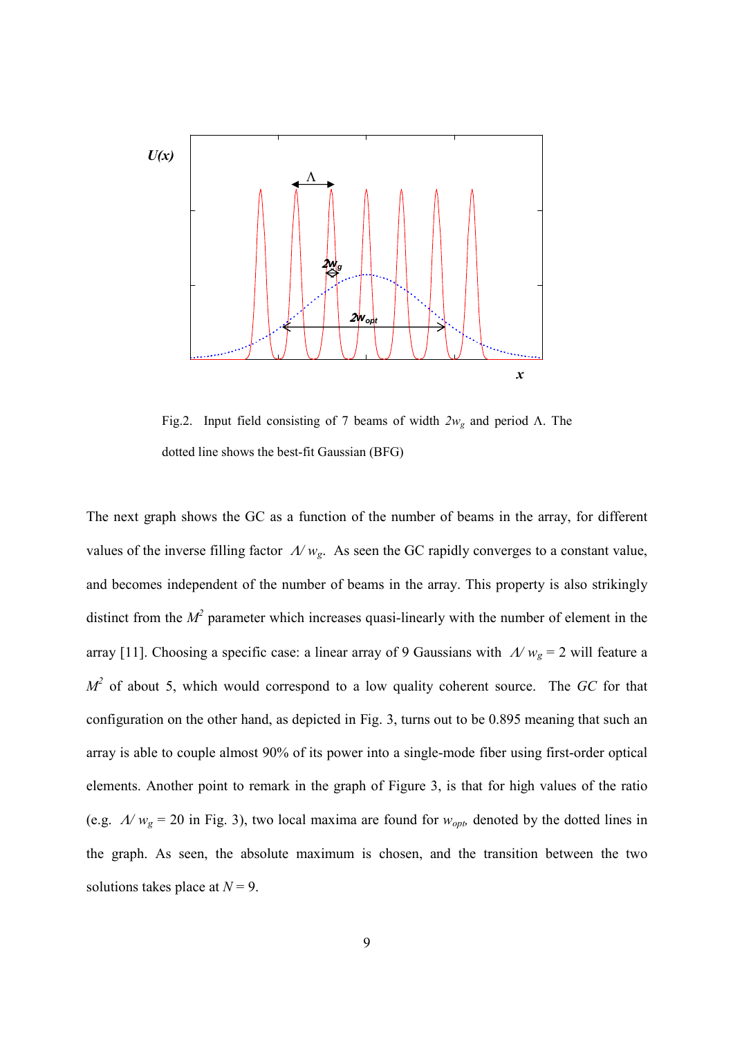Fig.2. Input field consisting of 7 beams of width $2w_g$ and period Λ. The dotted line shows the best-fit Gaussian (BFG)

The next graph shows the GC as a function of the number of beams in the array, for different values of the inverse filling factor $\Lambda/w_g$. As seen the GC rapidly converges to a constant value, and becomes independent of the number of beams in the array. This property is also strikingly distinct from the $M^2$ parameter which increases quasi-linearly with the number of element in the array [11]. Choosing a specific case: a linear array of 9 Gaussians with $\Lambda/w_g = 2$ will feature a $M^2$ of about 5, which would correspond to a low quality coherent source. The *GC* for that configuration on the other hand, as depicted in Fig. 3, turns out to be 0.895 meaning that such an array is able to couple almost 90% of its power into a single-mode fiber using first-order optical elements. Another point to remark in the graph of Figure 3, is that for high values of the ratio (e.g. $\Lambda/w_g = 20$ in Fig. 3), two local maxima are found for $w_{opt}$, denoted by the dotted lines in the graph. As seen, the absolute maximum is chosen, and the transition between the two solutions takes place at $N = 9$.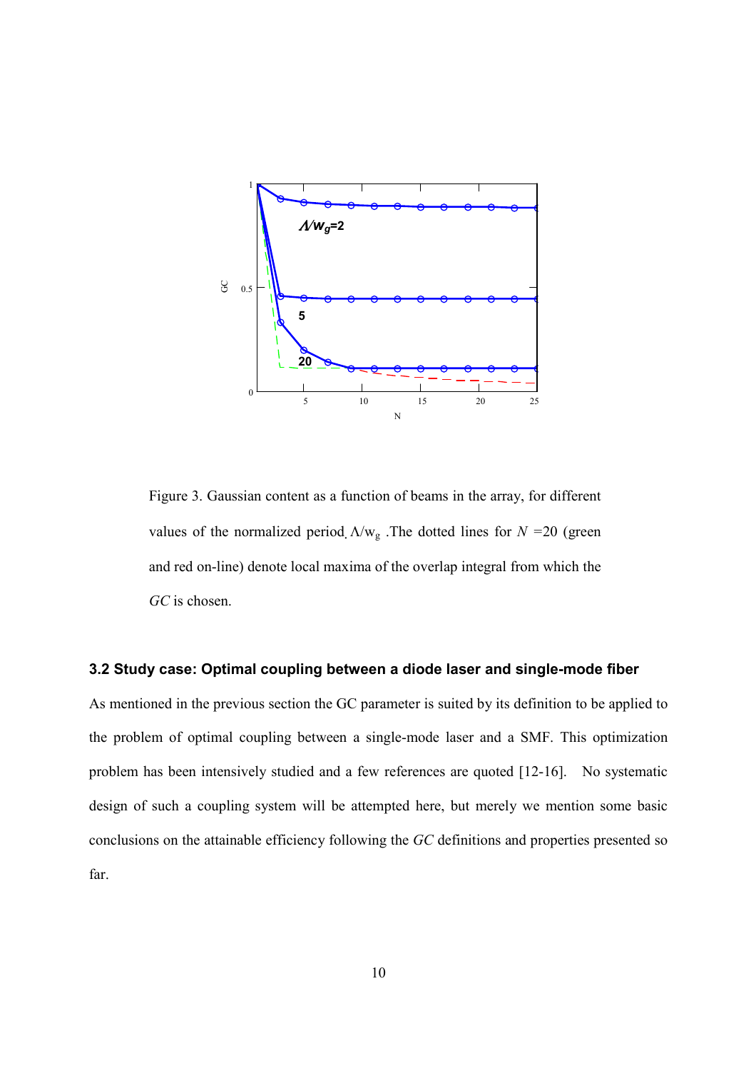Figure 3. Gaussian content as a function of beams in the array, for different values of the normalized period. $\Lambda/w_g$ .The dotted lines for $N$ =20 (green and red on-line) denote local maxima of the overlap integral from which the *GC* is chosen.

### 3.2 Study case: Optimal coupling between a diode laser and single-mode fiber

As mentioned in the previous section the GC parameter is suited by its definition to be applied to the problem of optimal coupling between a single-mode laser and a SMF. This optimization problem has been intensively studied and a few references are quoted [12-16]. No systematic design of such a coupling system will be attempted here, but merely we mention some basic conclusions on the attainable efficiency following the *GC* definitions and properties presented so far.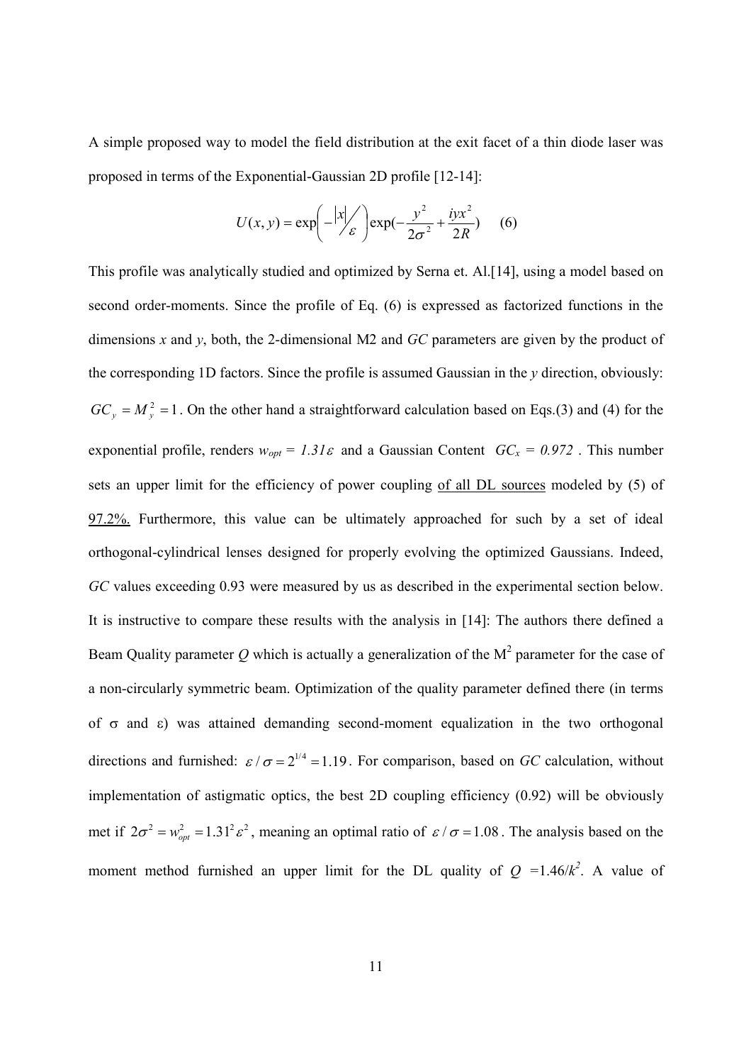A simple proposed way to model the field distribution at the exit facet of a thin diode laser was proposed in terms of the Exponential-Gaussian 2D profile [12-14]:

$$U(x,y)=\exp\left(-\left|x\right|\!\Big/\!\varepsilon\right)\exp\left(-\frac{y^2}{2\sigma^2}+\frac{iyx^2}{2R}\right) \qquad (6)$$

This profile was analytically studied and optimized by Serna et. Al.[14], using a model based on second order-moments. Since the profile of Eq. (6) is expressed as factorized functions in the dimensions *x* and *y*, both, the 2-dimensional M2 and *GC* parameters are given by the product of the corresponding 1D factors. Since the profile is assumed Gaussian in the *y* direction, obviously: $GC_y = M_y^2 = 1$. On the other hand a straightforward calculation based on Eqs.(3) and (4) for the exponential profile, renders $w_{opt} = 1.31\varepsilon$ and a Gaussian Content $GC_x = 0.972$. This number sets an upper limit for the efficiency of power coupling <u>of all DL sources</u> modeled by (5) of <u>97.2%.</u> Furthermore, this value can be ultimately approached for such by a set of ideal orthogonal-cylindrical lenses designed for properly evolving the optimized Gaussians. Indeed, *GC* values exceeding 0.93 were measured by us as described in the experimental section below. It is instructive to compare these results with the analysis in [14]: The authors there defined a Beam Quality parameter *Q* which is actually a generalization of the $M^2$ parameter for the case of a non-circularly symmetric beam. Optimization of the quality parameter defined there (in terms of $\sigma$ and $\varepsilon$) was attained demanding second-moment equalization in the two orthogonal directions and furnished: $\varepsilon/\sigma = 2^{1/4} = 1.19$. For comparison, based on *GC* calculation, without implementation of astigmatic optics, the best 2D coupling efficiency (0.92) will be obviously met if $2\sigma^2 = w_{opt}^2 = 1.31^2\varepsilon^2$, meaning an optimal ratio of $\varepsilon/\sigma = 1.08$. The analysis based on the moment method furnished an upper limit for the DL quality of $Q = 1.46/k^2$. A value of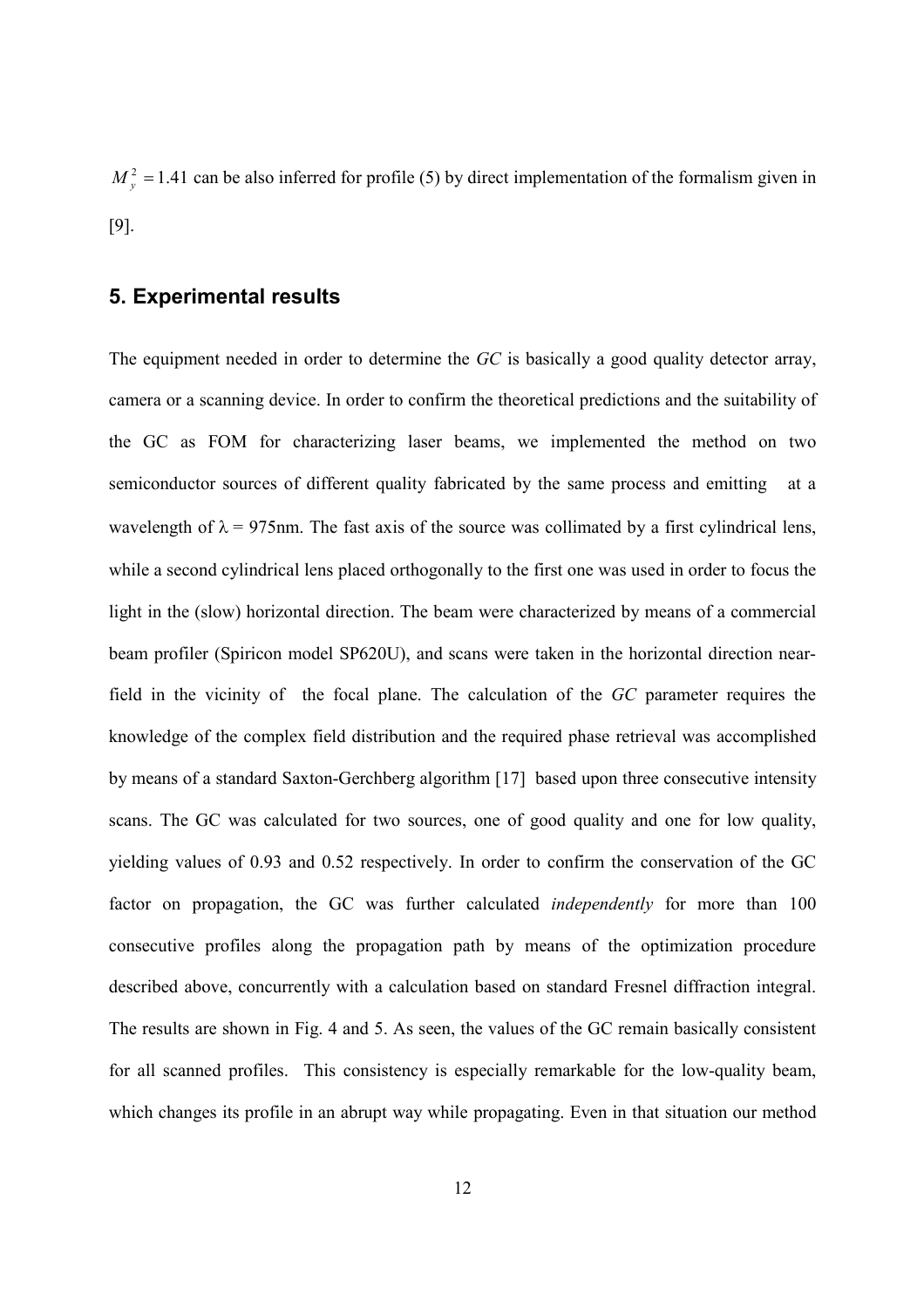$M_y^2 = 1.41$ can be also inferred for profile (5) by direct implementation of the formalism given in [9].

## 5. Experimental results

The equipment needed in order to determine the *GC* is basically a good quality detector array, camera or a scanning device. In order to confirm the theoretical predictions and the suitability of the GC as FOM for characterizing laser beams, we implemented the method on two semiconductor sources of different quality fabricated by the same process and emitting at a wavelength of $\lambda = 975$nm. The fast axis of the source was collimated by a first cylindrical lens, while a second cylindrical lens placed orthogonally to the first one was used in order to focus the light in the (slow) horizontal direction. The beam were characterized by means of a commercial beam profiler (Spiricon model SP620U), and scans were taken in the horizontal direction near-field in the vicinity of the focal plane. The calculation of the *GC* parameter requires the knowledge of the complex field distribution and the required phase retrieval was accomplished by means of a standard Saxton-Gerchberg algorithm [17] based upon three consecutive intensity scans. The GC was calculated for two sources, one of good quality and one for low quality, yielding values of 0.93 and 0.52 respectively. In order to confirm the conservation of the GC factor on propagation, the GC was further calculated *independently* for more than 100 consecutive profiles along the propagation path by means of the optimization procedure described above, concurrently with a calculation based on standard Fresnel diffraction integral. The results are shown in Fig. 4 and 5. As seen, the values of the GC remain basically consistent for all scanned profiles. This consistency is especially remarkable for the low-quality beam, which changes its profile in an abrupt way while propagating. Even in that situation our method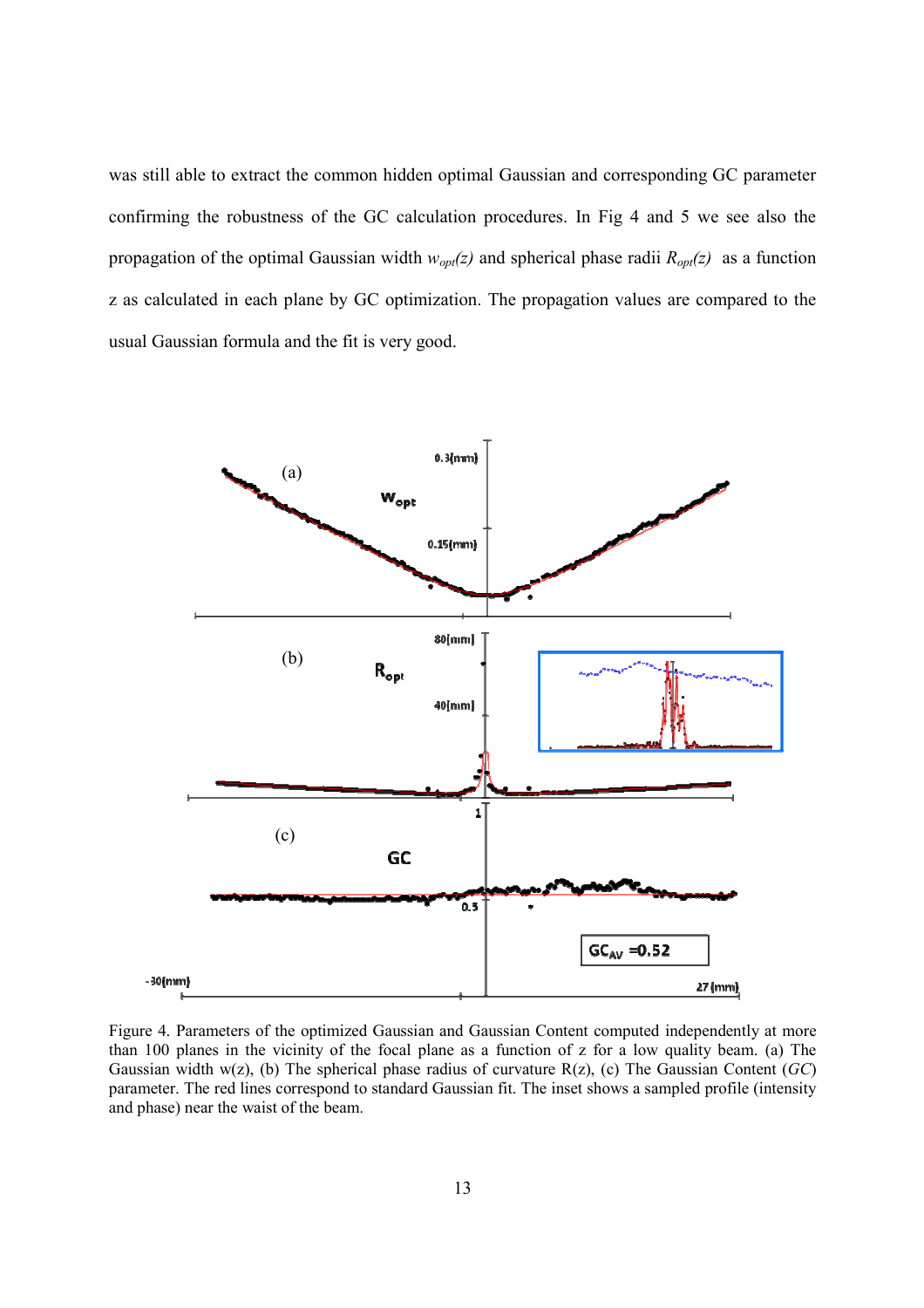was still able to extract the common hidden optimal Gaussian and corresponding GC parameter confirming the robustness of the GC calculation procedures. In Fig 4 and 5 we see also the propagation of the optimal Gaussian width $w_{opt}(z)$ and spherical phase radii $R_{opt}(z)$ as a function z as calculated in each plane by GC optimization. The propagation values are compared to the usual Gaussian formula and the fit is very good.

Figure 4. Parameters of the optimized Gaussian and Gaussian Content computed independently at more than 100 planes in the vicinity of the focal plane as a function of z for a low quality beam. (a) The Gaussian width w(z), (b) The spherical phase radius of curvature R(z), (c) The Gaussian Content (*GC*) parameter. The red lines correspond to standard Gaussian fit. The inset shows a sampled profile (intensity and phase) near the waist of the beam.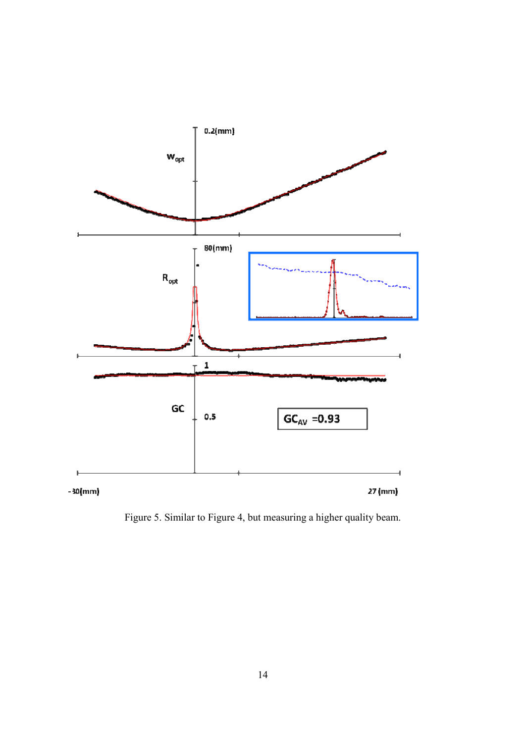Figure 5. Similar to Figure 4, but measuring a higher quality beam.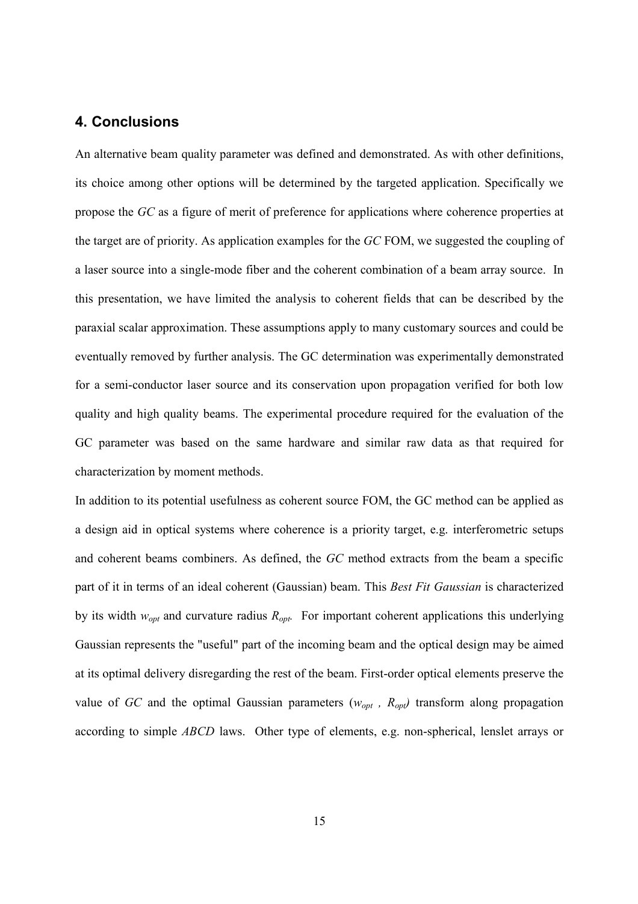## 4. Conclusions

An alternative beam quality parameter was defined and demonstrated. As with other definitions, its choice among other options will be determined by the targeted application. Specifically we propose the *GC* as a figure of merit of preference for applications where coherence properties at the target are of priority. As application examples for the *GC* FOM, we suggested the coupling of a laser source into a single-mode fiber and the coherent combination of a beam array source. In this presentation, we have limited the analysis to coherent fields that can be described by the paraxial scalar approximation. These assumptions apply to many customary sources and could be eventually removed by further analysis. The GC determination was experimentally demonstrated for a semi-conductor laser source and its conservation upon propagation verified for both low quality and high quality beams. The experimental procedure required for the evaluation of the GC parameter was based on the same hardware and similar raw data as that required for characterization by moment methods.

In addition to its potential usefulness as coherent source FOM, the GC method can be applied as a design aid in optical systems where coherence is a priority target, e.g. interferometric setups and coherent beams combiners. As defined, the *GC* method extracts from the beam a specific part of it in terms of an ideal coherent (Gaussian) beam. This *Best Fit Gaussian* is characterized by its width $w_{opt}$ and curvature radius $R_{opt}$. For important coherent applications this underlying Gaussian represents the "useful" part of the incoming beam and the optical design may be aimed at its optimal delivery disregarding the rest of the beam. First-order optical elements preserve the value of *GC* and the optimal Gaussian parameters ($w_{opt}$ , $R_{opt}$) transform along propagation according to simple *ABCD* laws. Other type of elements, e.g. non-spherical, lenslet arrays or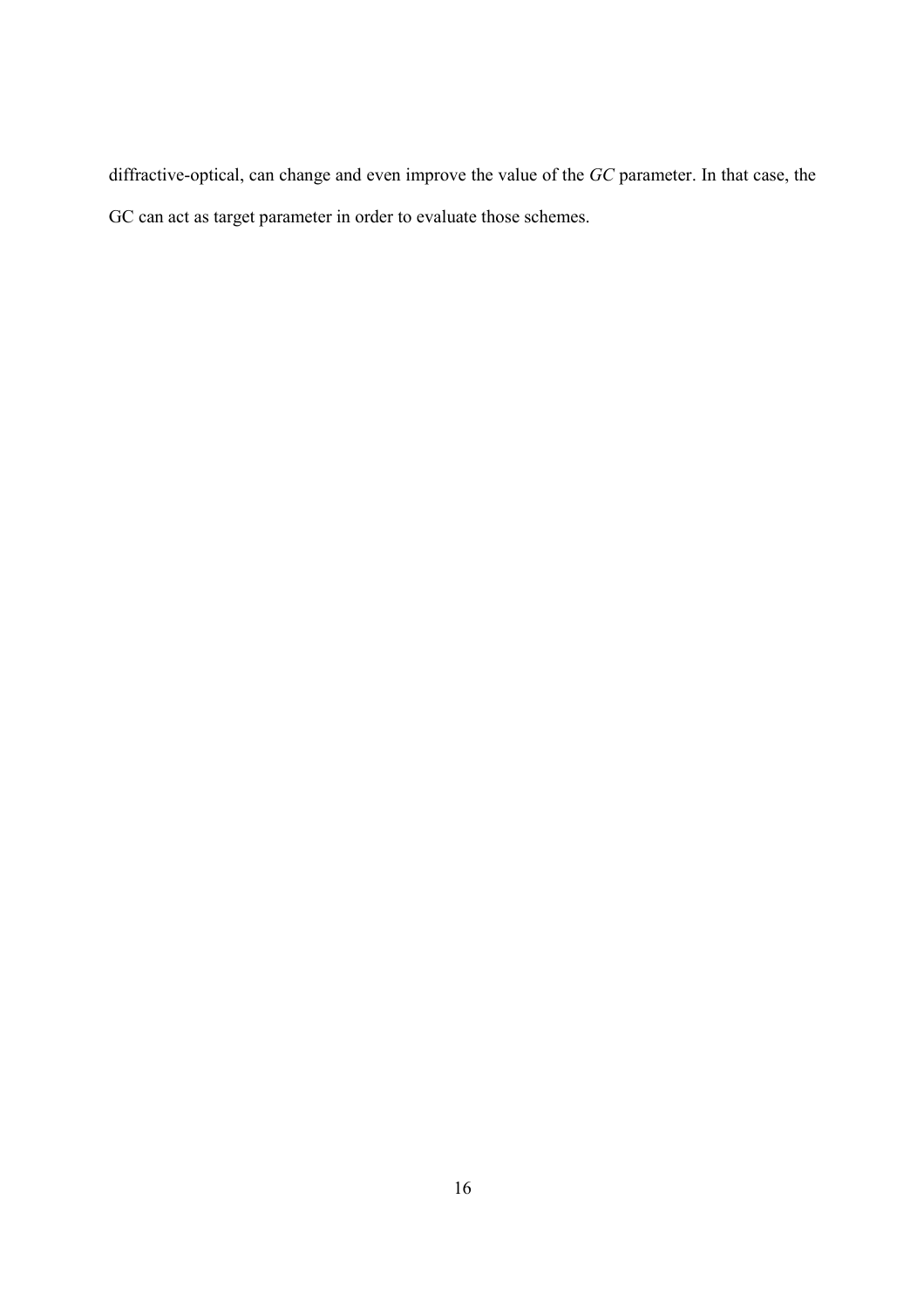diffractive-optical, can change and even improve the value of the *GC* parameter. In that case, the GC can act as target parameter in order to evaluate those schemes.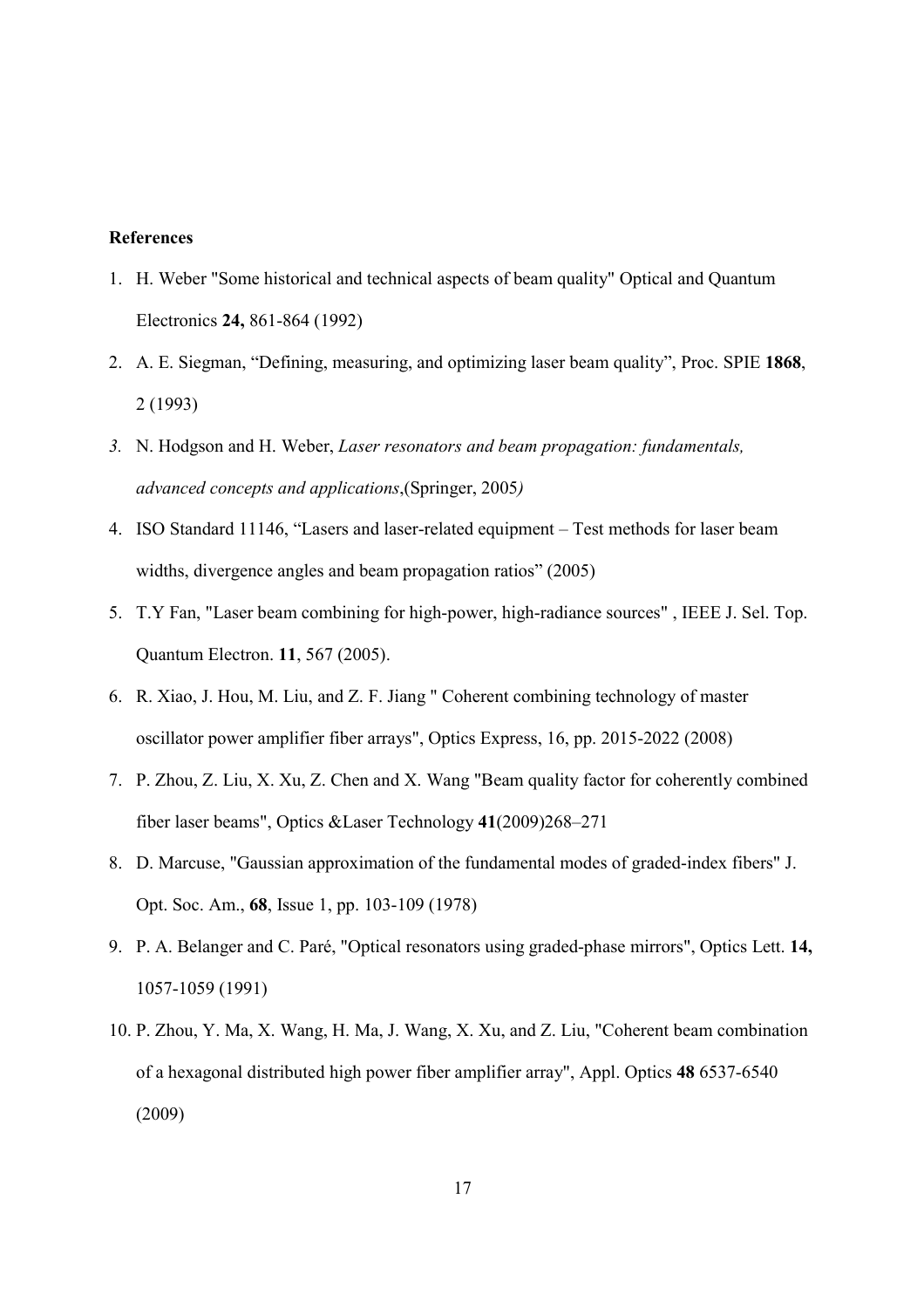**References**

1. H. Weber "Some historical and technical aspects of beam quality" Optical and Quantum Electronics **24,** 861-864 (1992)
2. A. E. Siegman, "Defining, measuring, and optimizing laser beam quality", Proc. SPIE **1868**, 2 (1993)
3. N. Hodgson and H. Weber, *Laser resonators and beam propagation: fundamentals, advanced concepts and applications*,(Springer, 2005*)*
4. ISO Standard 11146, "Lasers and laser-related equipment – Test methods for laser beam widths, divergence angles and beam propagation ratios" (2005)
5. T.Y Fan, "Laser beam combining for high-power, high-radiance sources" , IEEE J. Sel. Top. Quantum Electron. **11**, 567 (2005).
6. R. Xiao, J. Hou, M. Liu, and Z. F. Jiang " Coherent combining technology of master oscillator power amplifier fiber arrays", Optics Express, 16, pp. 2015-2022 (2008)
7. P. Zhou, Z. Liu, X. Xu, Z. Chen and X. Wang "Beam quality factor for coherently combined fiber laser beams", Optics &Laser Technology **41**(2009)268–271
8. D. Marcuse, "Gaussian approximation of the fundamental modes of graded-index fibers" J. Opt. Soc. Am., **68**, Issue 1, pp. 103-109 (1978)
9. P. A. Belanger and C. Paré, "Optical resonators using graded-phase mirrors", Optics Lett. **14,** 1057-1059 (1991)
10. P. Zhou, Y. Ma, X. Wang, H. Ma, J. Wang, X. Xu, and Z. Liu, "Coherent beam combination of a hexagonal distributed high power fiber amplifier array", Appl. Optics **48** 6537-6540 (2009)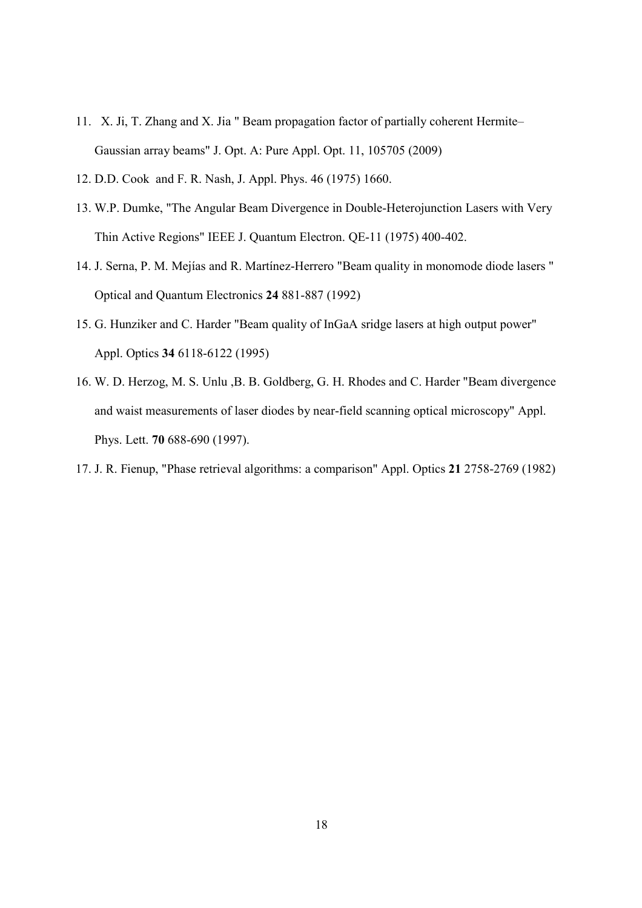11. X. Ji, T. Zhang and X. Jia " Beam propagation factor of partially coherent Hermite–Gaussian array beams" J. Opt. A: Pure Appl. Opt. 11, 105705 (2009)
12. D.D. Cook and F. R. Nash, J. Appl. Phys. 46 (1975) 1660.
13. W.P. Dumke, "The Angular Beam Divergence in Double-Heterojunction Lasers with Very Thin Active Regions" IEEE J. Quantum Electron. QE-11 (1975) 400-402.
14. J. Serna, P. M. Mejías and R. Martínez-Herrero "Beam quality in monomode diode lasers " Optical and Quantum Electronics **24** 881-887 (1992)
15. G. Hunziker and C. Harder "Beam quality of InGaA sridge lasers at high output power" Appl. Optics **34** 6118-6122 (1995)
16. W. D. Herzog, M. S. Unlu ,B. B. Goldberg, G. H. Rhodes and C. Harder "Beam divergence and waist measurements of laser diodes by near-field scanning optical microscopy" Appl. Phys. Lett. **70** 688-690 (1997).
17. J. R. Fienup, "Phase retrieval algorithms: a comparison" Appl. Optics **21** 2758-2769 (1982)